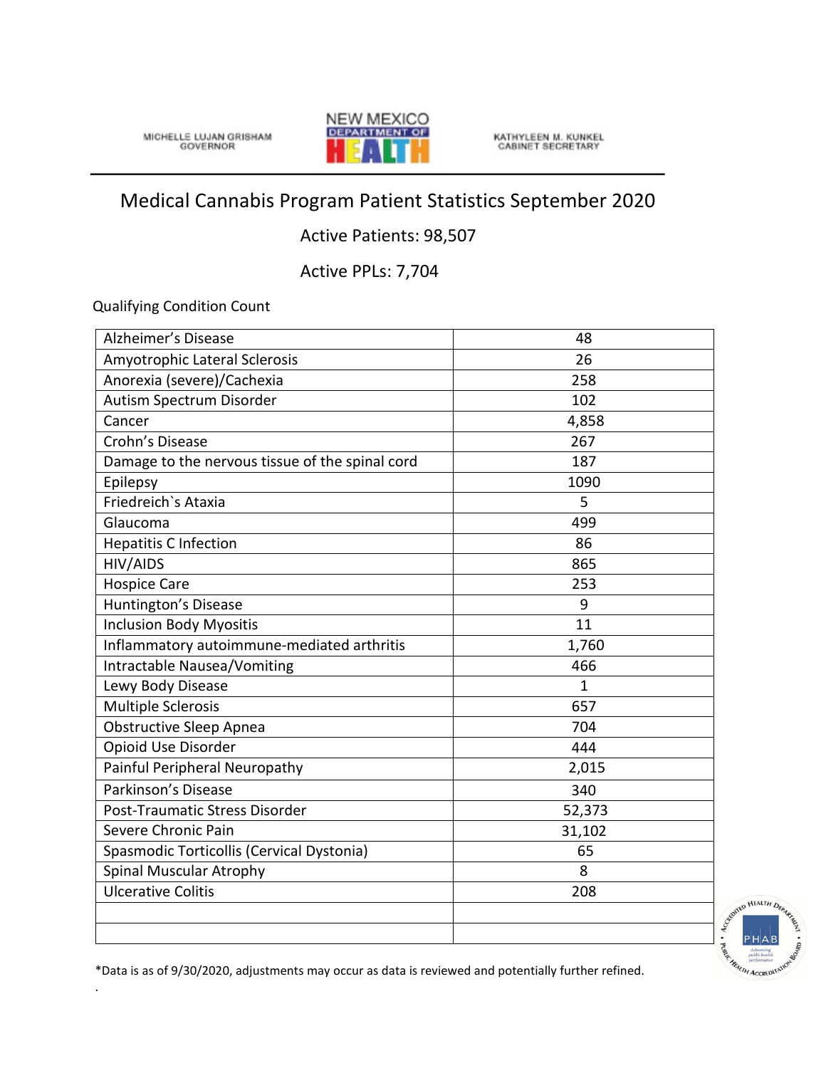MICHELLE LUJAN GRISHAM
GOVERNOR

NEW MEXICO DEPARTMENT OF HEALTH

KATHYLEEN M. KUNKEL
CABINET SECRETARY

# Medical Cannabis Program Patient Statistics September 2020

Active Patients: 98,507

Active PPLs: 7,704

Qualifying Condition Count

| | |
|---|---|
| Alzheimer's Disease | 48 |
| Amyotrophic Lateral Sclerosis | 26 |
| Anorexia (severe)/Cachexia | 258 |
| Autism Spectrum Disorder | 102 |
| Cancer | 4,858 |
| Crohn's Disease | 267 |
| Damage to the nervous tissue of the spinal cord | 187 |
| Epilepsy | 1090 |
| Friedreich`s Ataxia | 5 |
| Glaucoma | 499 |
| Hepatitis C Infection | 86 |
| HIV/AIDS | 865 |
| Hospice Care | 253 |
| Huntington's Disease | 9 |
| Inclusion Body Myositis | 11 |
| Inflammatory autoimmune-mediated arthritis | 1,760 |
| Intractable Nausea/Vomiting | 466 |
| Lewy Body Disease | 1 |
| Multiple Sclerosis | 657 |
| Obstructive Sleep Apnea | 704 |
| Opioid Use Disorder | 444 |
| Painful Peripheral Neuropathy | 2,015 |
| Parkinson's Disease | 340 |
| Post-Traumatic Stress Disorder | 52,373 |
| Severe Chronic Pain | 31,102 |
| Spasmodic Torticollis (Cervical Dystonia) | 65 |
| Spinal Muscular Atrophy | 8 |
| Ulcerative Colitis | 208 |
| | |
| | |

*Data is as of 9/30/2020, adjustments may occur as data is reviewed and potentially further refined.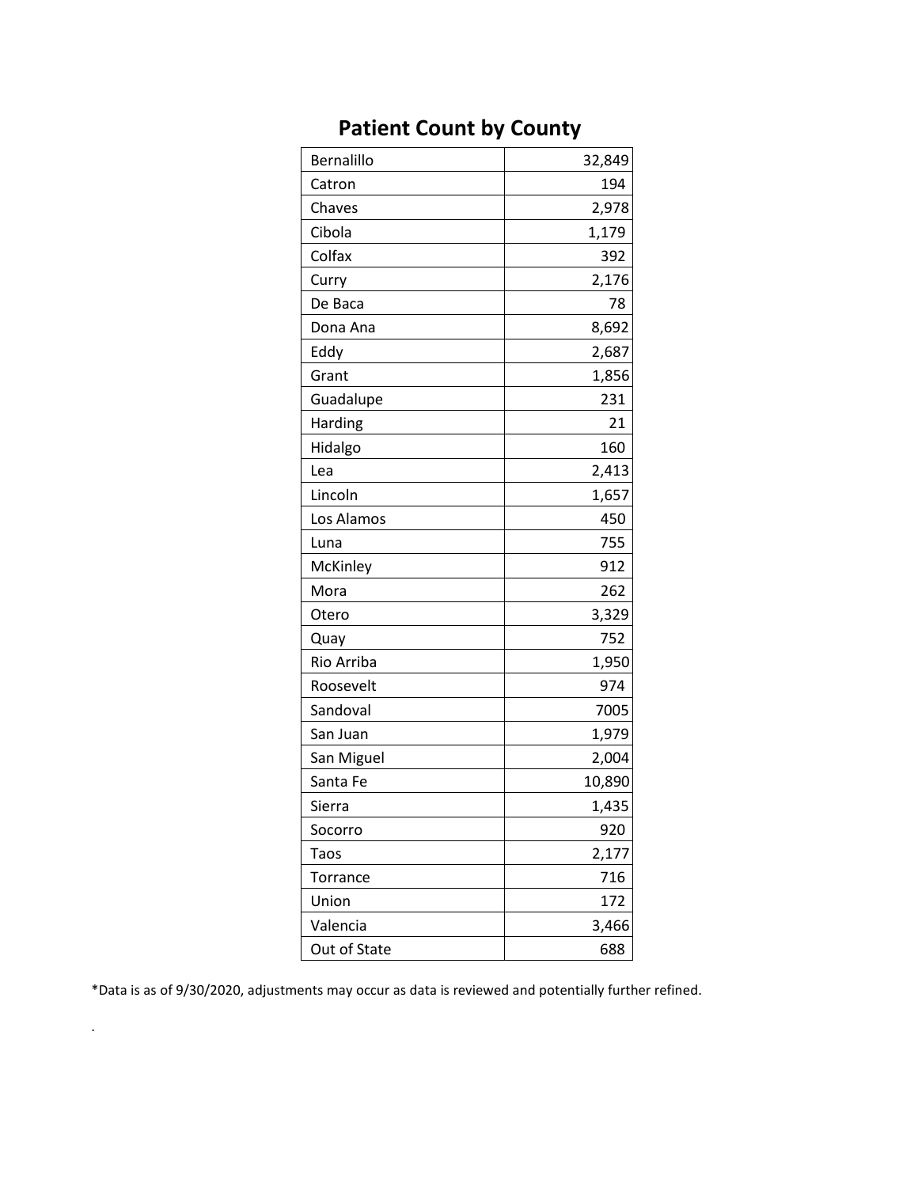## Patient Count by County

| | |
|---|---|
| Bernalillo | 32,849 |
| Catron | 194 |
| Chaves | 2,978 |
| Cibola | 1,179 |
| Colfax | 392 |
| Curry | 2,176 |
| De Baca | 78 |
| Dona Ana | 8,692 |
| Eddy | 2,687 |
| Grant | 1,856 |
| Guadalupe | 231 |
| Harding | 21 |
| Hidalgo | 160 |
| Lea | 2,413 |
| Lincoln | 1,657 |
| Los Alamos | 450 |
| Luna | 755 |
| McKinley | 912 |
| Mora | 262 |
| Otero | 3,329 |
| Quay | 752 |
| Rio Arriba | 1,950 |
| Roosevelt | 974 |
| Sandoval | 7005 |
| San Juan | 1,979 |
| San Miguel | 2,004 |
| Santa Fe | 10,890 |
| Sierra | 1,435 |
| Socorro | 920 |
| Taos | 2,177 |
| Torrance | 716 |
| Union | 172 |
| Valencia | 3,466 |
| Out of State | 688 |

*Data is as of 9/30/2020, adjustments may occur as data is reviewed and potentially further refined.

.